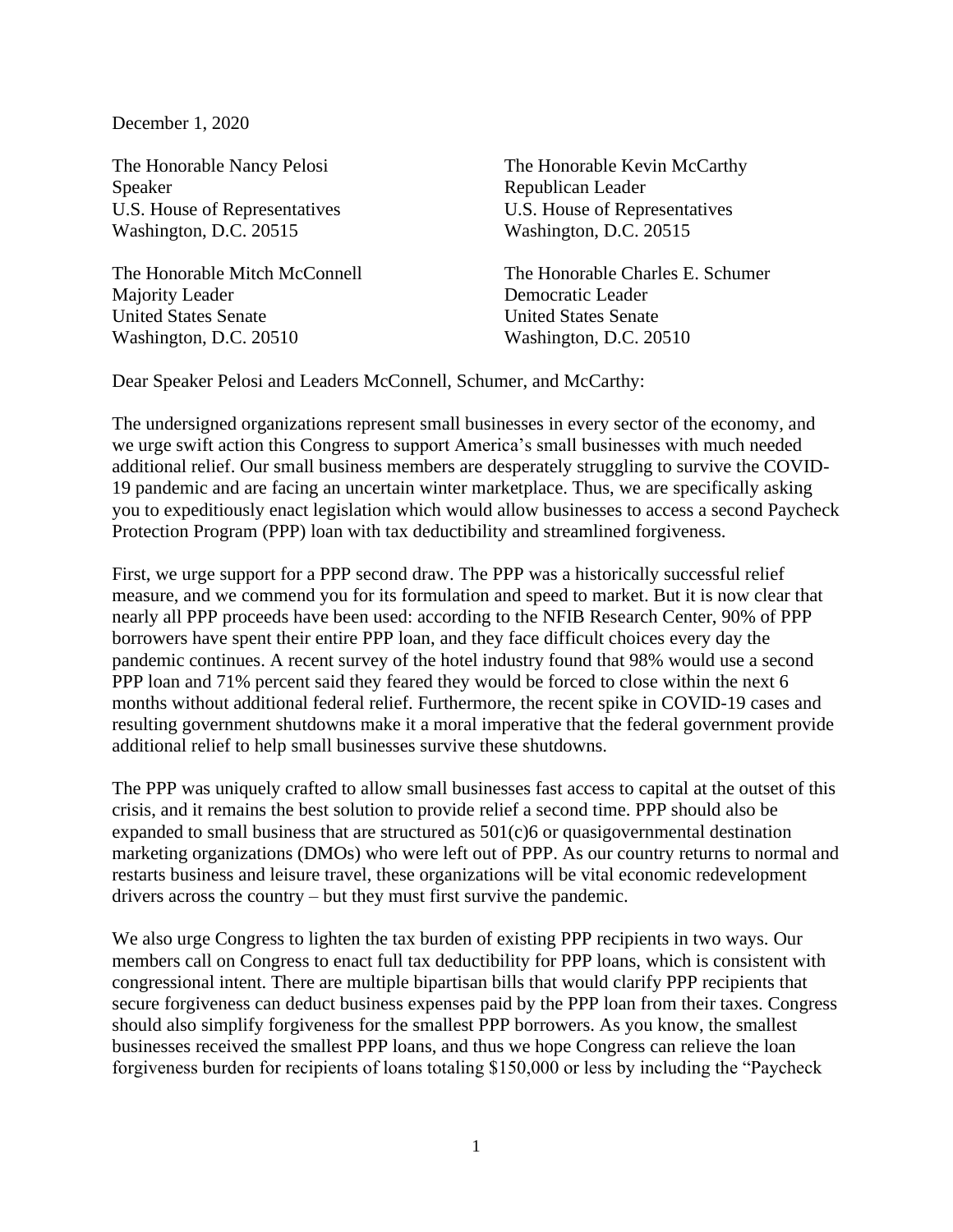December 1, 2020

The Honorable Nancy Pelosi
Speaker
U.S. House of Representatives
Washington, D.C. 20515

The Honorable Kevin McCarthy
Republican Leader
U.S. House of Representatives
Washington, D.C. 20515

The Honorable Mitch McConnell
Majority Leader
United States Senate
Washington, D.C. 20510

The Honorable Charles E. Schumer
Democratic Leader
United States Senate
Washington, D.C. 20510

Dear Speaker Pelosi and Leaders McConnell, Schumer, and McCarthy:

The undersigned organizations represent small businesses in every sector of the economy, and we urge swift action this Congress to support America's small businesses with much needed additional relief. Our small business members are desperately struggling to survive the COVID-19 pandemic and are facing an uncertain winter marketplace. Thus, we are specifically asking you to expeditiously enact legislation which would allow businesses to access a second Paycheck Protection Program (PPP) loan with tax deductibility and streamlined forgiveness.

First, we urge support for a PPP second draw. The PPP was a historically successful relief measure, and we commend you for its formulation and speed to market. But it is now clear that nearly all PPP proceeds have been used: according to the NFIB Research Center, 90% of PPP borrowers have spent their entire PPP loan, and they face difficult choices every day the pandemic continues. A recent survey of the hotel industry found that 98% would use a second PPP loan and 71% percent said they feared they would be forced to close within the next 6 months without additional federal relief. Furthermore, the recent spike in COVID-19 cases and resulting government shutdowns make it a moral imperative that the federal government provide additional relief to help small businesses survive these shutdowns.

The PPP was uniquely crafted to allow small businesses fast access to capital at the outset of this crisis, and it remains the best solution to provide relief a second time. PPP should also be expanded to small business that are structured as 501(c)6 or quasigovernmental destination marketing organizations (DMOs) who were left out of PPP. As our country returns to normal and restarts business and leisure travel, these organizations will be vital economic redevelopment drivers across the country – but they must first survive the pandemic.

We also urge Congress to lighten the tax burden of existing PPP recipients in two ways. Our members call on Congress to enact full tax deductibility for PPP loans, which is consistent with congressional intent. There are multiple bipartisan bills that would clarify PPP recipients that secure forgiveness can deduct business expenses paid by the PPP loan from their taxes. Congress should also simplify forgiveness for the smallest PPP borrowers. As you know, the smallest businesses received the smallest PPP loans, and thus we hope Congress can relieve the loan forgiveness burden for recipients of loans totaling $150,000 or less by including the "Paycheck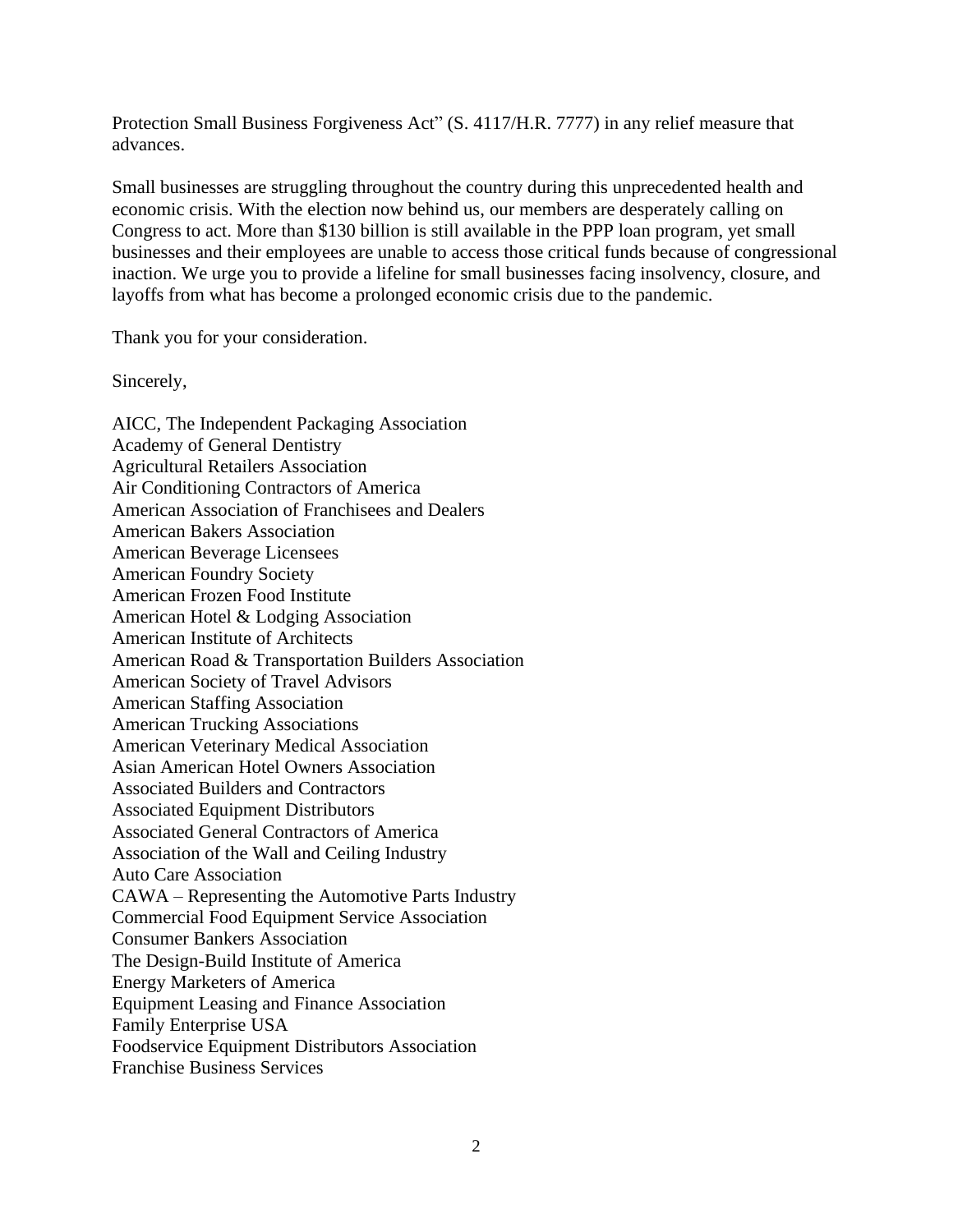Protection Small Business Forgiveness Act" (S. 4117/H.R. 7777) in any relief measure that advances.

Small businesses are struggling throughout the country during this unprecedented health and economic crisis. With the election now behind us, our members are desperately calling on Congress to act. More than $130 billion is still available in the PPP loan program, yet small businesses and their employees are unable to access those critical funds because of congressional inaction. We urge you to provide a lifeline for small businesses facing insolvency, closure, and layoffs from what has become a prolonged economic crisis due to the pandemic.

Thank you for your consideration.

Sincerely,

AICC, The Independent Packaging Association
Academy of General Dentistry
Agricultural Retailers Association
Air Conditioning Contractors of America
American Association of Franchisees and Dealers
American Bakers Association
American Beverage Licensees
American Foundry Society
American Frozen Food Institute
American Hotel & Lodging Association
American Institute of Architects
American Road & Transportation Builders Association
American Society of Travel Advisors
American Staffing Association
American Trucking Associations
American Veterinary Medical Association
Asian American Hotel Owners Association
Associated Builders and Contractors
Associated Equipment Distributors
Associated General Contractors of America
Association of the Wall and Ceiling Industry
Auto Care Association
CAWA – Representing the Automotive Parts Industry
Commercial Food Equipment Service Association
Consumer Bankers Association
The Design-Build Institute of America
Energy Marketers of America
Equipment Leasing and Finance Association
Family Enterprise USA
Foodservice Equipment Distributors Association
Franchise Business Services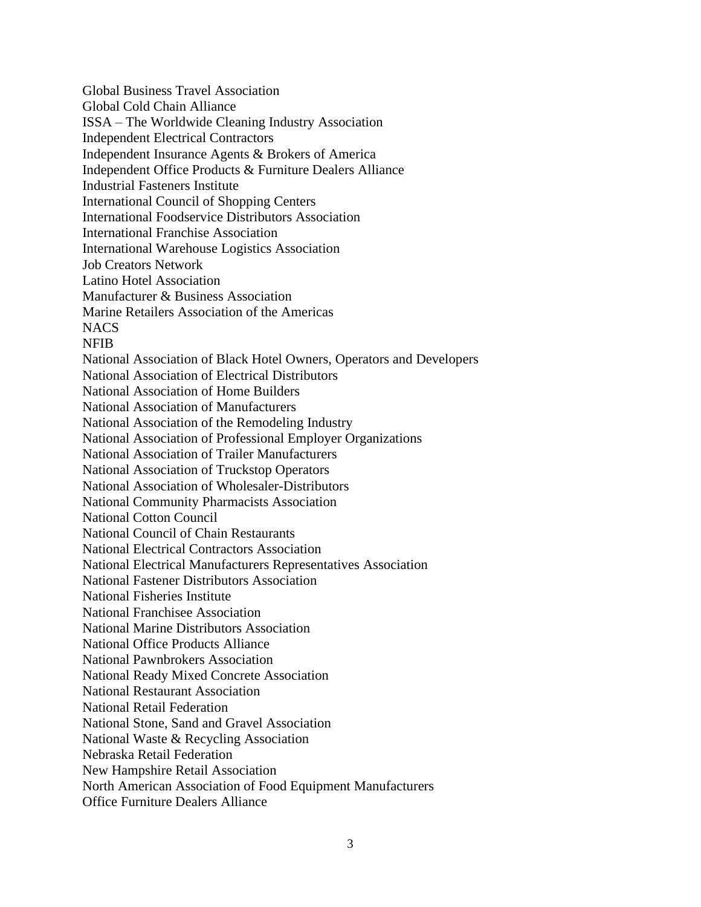Global Business Travel Association
Global Cold Chain Alliance
ISSA – The Worldwide Cleaning Industry Association
Independent Electrical Contractors
Independent Insurance Agents & Brokers of America
Independent Office Products & Furniture Dealers Alliance
Industrial Fasteners Institute
International Council of Shopping Centers
International Foodservice Distributors Association
International Franchise Association
International Warehouse Logistics Association
Job Creators Network
Latino Hotel Association
Manufacturer & Business Association
Marine Retailers Association of the Americas
NACS
NFIB
National Association of Black Hotel Owners, Operators and Developers
National Association of Electrical Distributors
National Association of Home Builders
National Association of Manufacturers
National Association of the Remodeling Industry
National Association of Professional Employer Organizations
National Association of Trailer Manufacturers
National Association of Truckstop Operators
National Association of Wholesaler-Distributors
National Community Pharmacists Association
National Cotton Council
National Council of Chain Restaurants
National Electrical Contractors Association
National Electrical Manufacturers Representatives Association
National Fastener Distributors Association
National Fisheries Institute
National Franchisee Association
National Marine Distributors Association
National Office Products Alliance
National Pawnbrokers Association
National Ready Mixed Concrete Association
National Restaurant Association
National Retail Federation
National Stone, Sand and Gravel Association
National Waste & Recycling Association
Nebraska Retail Federation
New Hampshire Retail Association
North American Association of Food Equipment Manufacturers
Office Furniture Dealers Alliance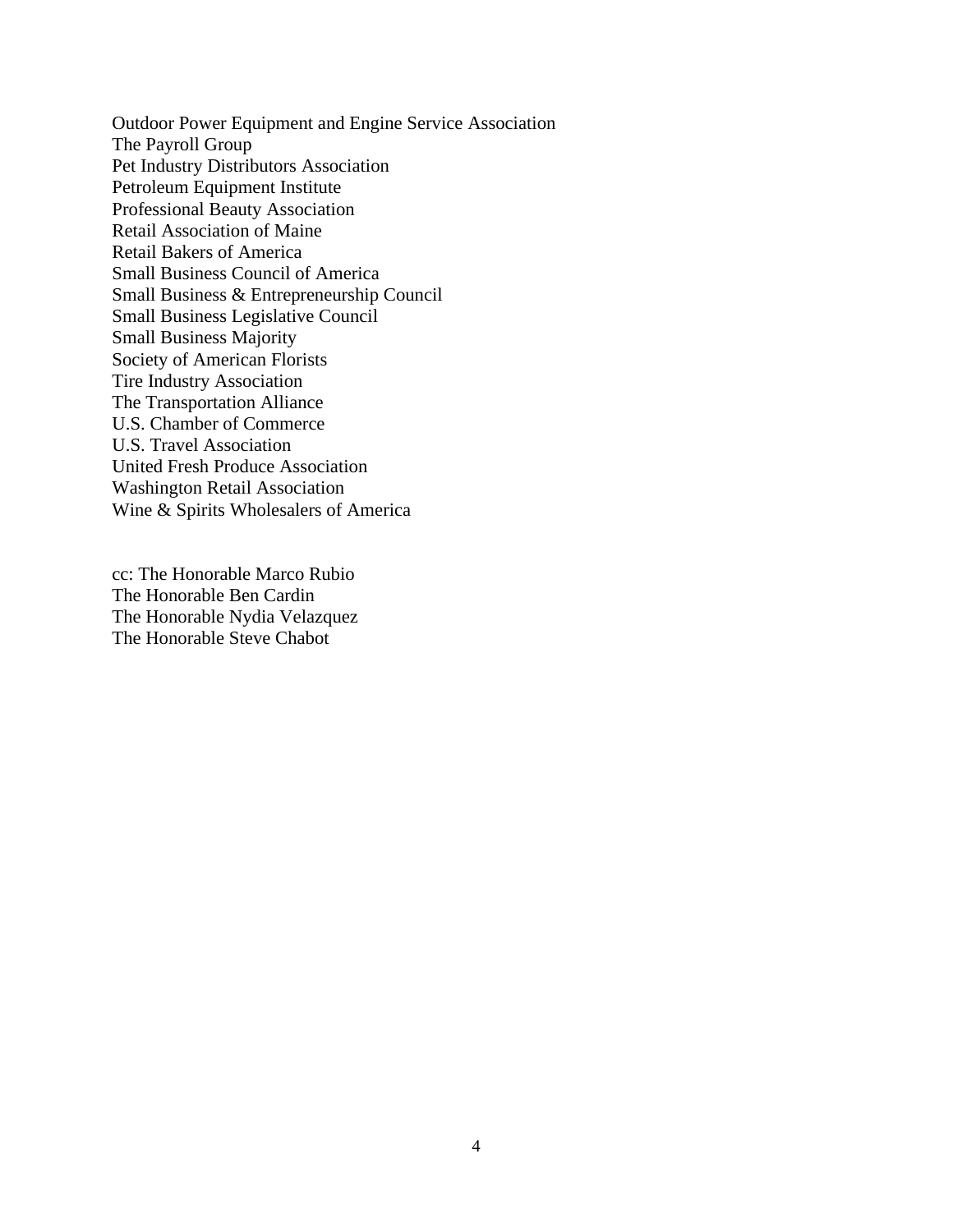Outdoor Power Equipment and Engine Service Association
The Payroll Group
Pet Industry Distributors Association
Petroleum Equipment Institute
Professional Beauty Association
Retail Association of Maine
Retail Bakers of America
Small Business Council of America
Small Business & Entrepreneurship Council
Small Business Legislative Council
Small Business Majority
Society of American Florists
Tire Industry Association
The Transportation Alliance
U.S. Chamber of Commerce
U.S. Travel Association
United Fresh Produce Association
Washington Retail Association
Wine & Spirits Wholesalers of America

cc: The Honorable Marco Rubio
The Honorable Ben Cardin
The Honorable Nydia Velazquez
The Honorable Steve Chabot